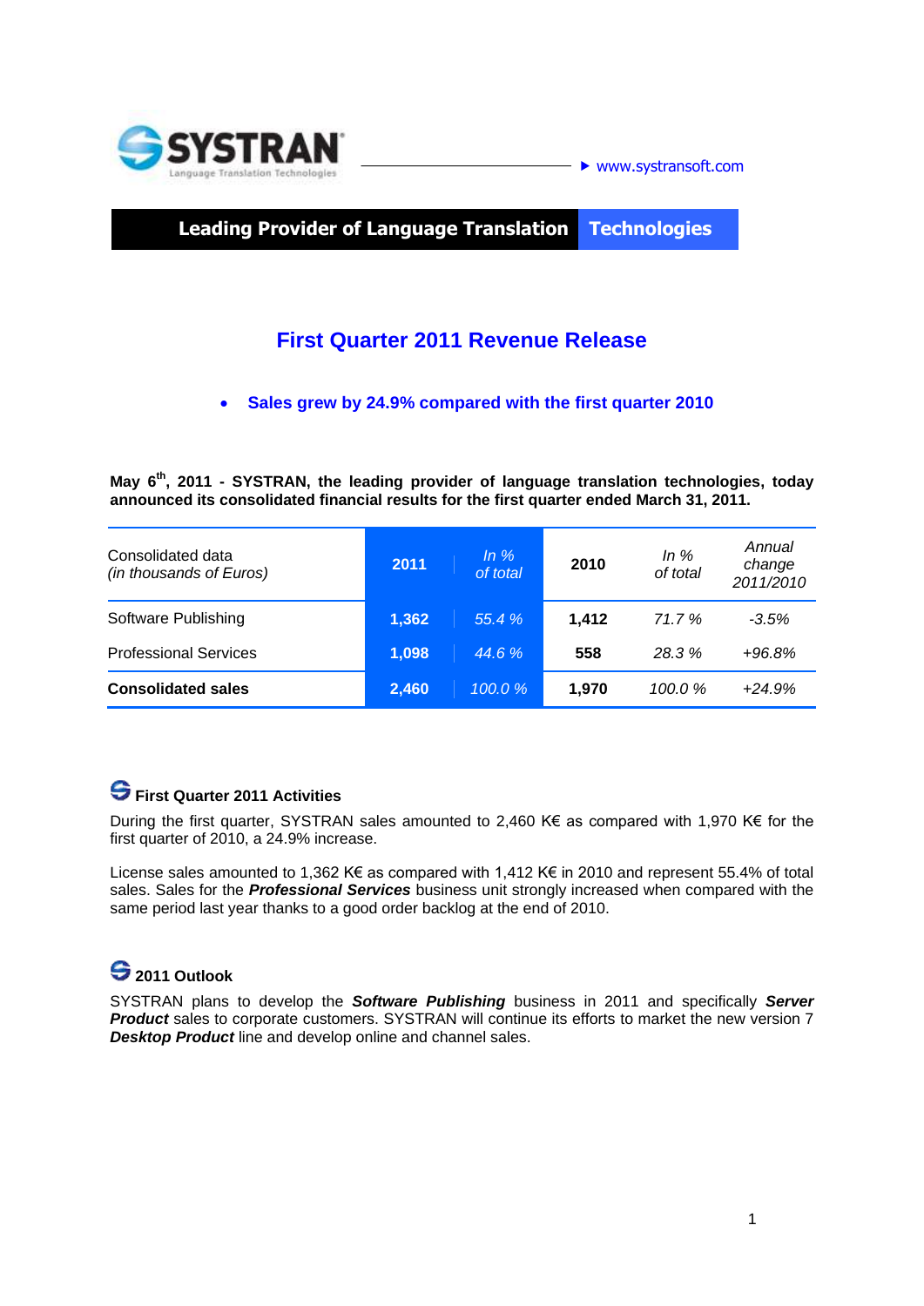SYSTRAN
Language Translation Technologies

► www.systransoft.com

**Leading Provider of Language Translation Technologies**

# First Quarter 2011 Revenue Release

- **Sales grew by 24.9% compared with the first quarter 2010**

**May 6th, 2011 - SYSTRAN, the leading provider of language translation technologies, today announced its consolidated financial results for the first quarter ended March 31, 2011.**

| Consolidated data *(in thousands of Euros)* | 2011 | *In % of total* | 2010 | *In % of total* | *Annual change 2011/2010* |
|---|---|---|---|---|---|
| Software Publishing | **1,362** | *55.4 %* | **1,412** | *71.7 %* | *-3.5%* |
| Professional Services | **1,098** | *44.6 %* | **558** | *28.3 %* | *+96.8%* |
| **Consolidated sales** | **2,460** | *100.0 %* | **1,970** | *100.0 %* | *+24.9%* |

## First Quarter 2011 Activities

During the first quarter, SYSTRAN sales amounted to 2,460 K€ as compared with 1,970 K€ for the first quarter of 2010, a 24.9% increase.

License sales amounted to 1,362 K€ as compared with 1,412 K€ in 2010 and represent 55.4% of total sales. Sales for the ***Professional Services*** business unit strongly increased when compared with the same period last year thanks to a good order backlog at the end of 2010.

## 2011 Outlook

SYSTRAN plans to develop the ***Software Publishing*** business in 2011 and specifically ***Server Product*** sales to corporate customers. SYSTRAN will continue its efforts to market the new version 7 ***Desktop Product*** line and develop online and channel sales.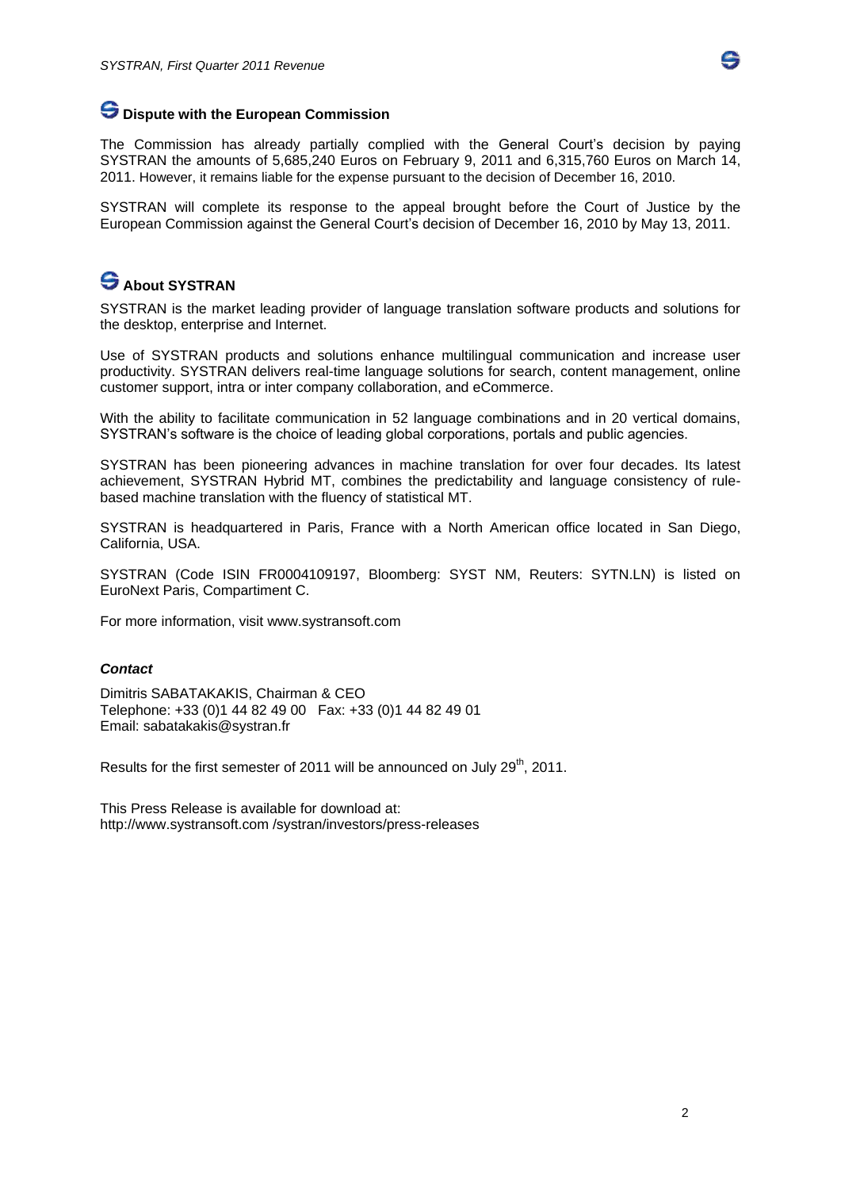## Dispute with the European Commission

The Commission has already partially complied with the General Court's decision by paying SYSTRAN the amounts of 5,685,240 Euros on February 9, 2011 and 6,315,760 Euros on March 14, 2011. However, it remains liable for the expense pursuant to the decision of December 16, 2010.

SYSTRAN will complete its response to the appeal brought before the Court of Justice by the European Commission against the General Court's decision of December 16, 2010 by May 13, 2011.

## About SYSTRAN

SYSTRAN is the market leading provider of language translation software products and solutions for the desktop, enterprise and Internet.

Use of SYSTRAN products and solutions enhance multilingual communication and increase user productivity. SYSTRAN delivers real-time language solutions for search, content management, online customer support, intra or inter company collaboration, and eCommerce.

With the ability to facilitate communication in 52 language combinations and in 20 vertical domains, SYSTRAN's software is the choice of leading global corporations, portals and public agencies.

SYSTRAN has been pioneering advances in machine translation for over four decades. Its latest achievement, SYSTRAN Hybrid MT, combines the predictability and language consistency of rule-based machine translation with the fluency of statistical MT.

SYSTRAN is headquartered in Paris, France with a North American office located in San Diego, California, USA.

SYSTRAN (Code ISIN FR0004109197, Bloomberg: SYST NM, Reuters: SYTN.LN) is listed on EuroNext Paris, Compartiment C.

For more information, visit www.systransoft.com

***Contact***

Dimitris SABATAKAKIS, Chairman & CEO
Telephone: +33 (0)1 44 82 49 00 Fax: +33 (0)1 44 82 49 01
Email: sabatakakis@systran.fr

Results for the first semester of 2011 will be announced on July 29th, 2011.

This Press Release is available for download at:
http://www.systransoft.com /systran/investors/press-releases